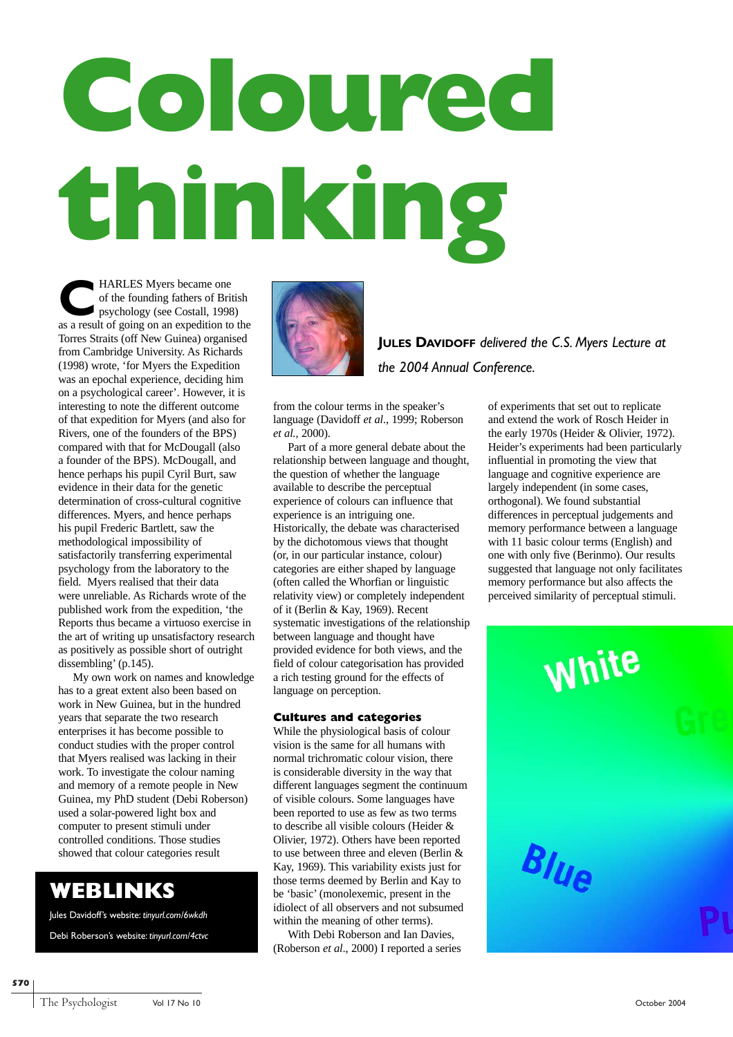# Coloured thinking

**Jules Davidoff** *delivered the C.S. Myers Lecture at the 2004 Annual Conference.*

CHARLES Myers became one of the founding fathers of British psychology (see Costall, 1998) as a result of going on an expedition to the Torres Straits (off New Guinea) organised from Cambridge University. As Richards (1998) wrote, 'for Myers the Expedition was an epochal experience, deciding him on a psychological career'. However, it is interesting to note the different outcome of that expedition for Myers (and also for Rivers, one of the founders of the BPS) compared with that for McDougall (also a founder of the BPS). McDougall, and hence perhaps his pupil Cyril Burt, saw evidence in their data for the genetic determination of cross-cultural cognitive differences. Myers, and hence perhaps his pupil Frederic Bartlett, saw the methodological impossibility of satisfactorily transferring experimental psychology from the laboratory to the field. Myers realised that their data were unreliable. As Richards wrote of the published work from the expedition, 'the Reports thus became a virtuoso exercise in the art of writing up unsatisfactory research as positively as possible short of outright dissembling' (p.145).

My own work on names and knowledge has to a great extent also been based on work in New Guinea, but in the hundred years that separate the two research enterprises it has become possible to conduct studies with the proper control that Myers realised was lacking in their work. To investigate the colour naming and memory of a remote people in New Guinea, my PhD student (Debi Roberson) used a solar-powered light box and computer to present stimuli under controlled conditions. Those studies showed that colour categories result from the colour terms in the speaker's language (Davidoff *et al*., 1999; Roberson *et al.,* 2000).

Part of a more general debate about the relationship between language and thought, the question of whether the language available to describe the perceptual experience of colours can influence that experience is an intriguing one. Historically, the debate was characterised by the dichotomous views that thought (or, in our particular instance, colour) categories are either shaped by language (often called the Whorfian or linguistic relativity view) or completely independent of it (Berlin & Kay, 1969). Recent systematic investigations of the relationship between language and thought have provided evidence for both views, and the field of colour categorisation has provided a rich testing ground for the effects of language on perception.

## Cultures and categories

While the physiological basis of colour vision is the same for all humans with normal trichromatic colour vision, there is considerable diversity in the way that different languages segment the continuum of visible colours. Some languages have been reported to use as few as two terms to describe all visible colours (Heider & Olivier, 1972). Others have been reported to use between three and eleven (Berlin & Kay, 1969). This variability exists just for those terms deemed by Berlin and Kay to be 'basic' (monolexemic, present in the idiolect of all observers and not subsumed within the meaning of other terms).

With Debi Roberson and Ian Davies, (Roberson *et al*., 2000) I reported a series of experiments that set out to replicate and extend the work of Rosch Heider in the early 1970s (Heider & Olivier, 1972). Heider's experiments had been particularly influential in promoting the view that language and cognitive experience are largely independent (in some cases, orthogonal). We found substantial differences in perceptual judgements and memory performance between a language with 11 basic colour terms (English) and one with only five (Berinmo). Our results suggested that language not only facilitates memory performance but also affects the perceived similarity of perceptual stimuli.

## WEBLINKS

Jules Davidoff's website: *tinyurl.com/6wkdh*

Debi Roberson's website: *tinyurl.com/4ctvc*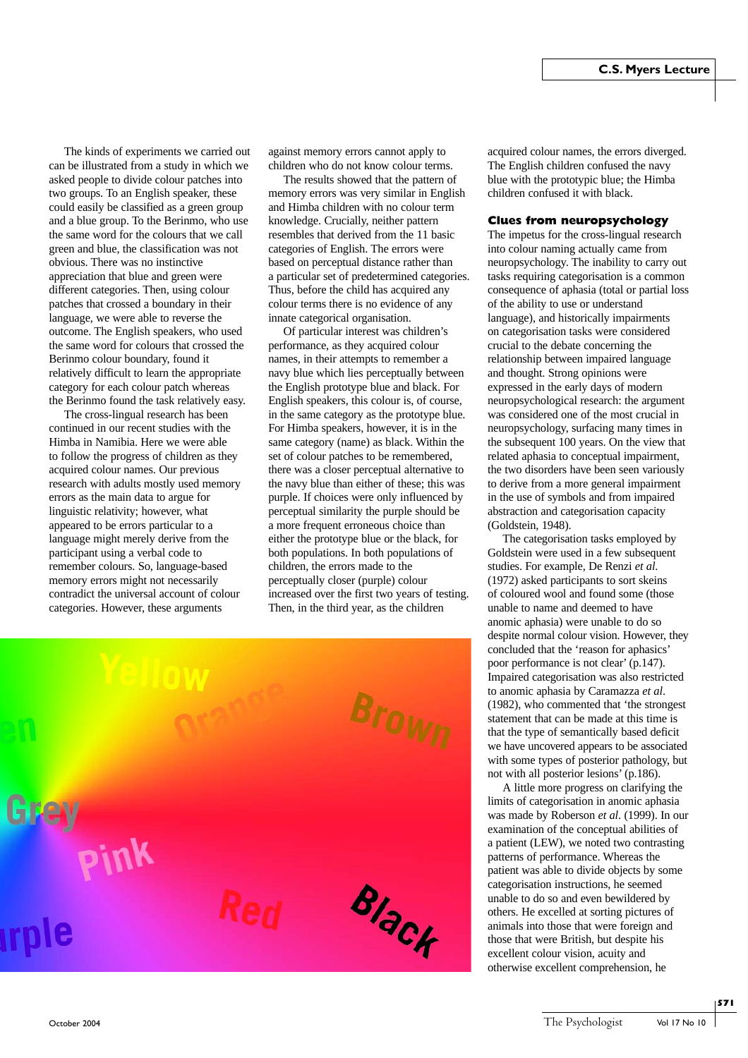The kinds of experiments we carried out can be illustrated from a study in which we asked people to divide colour patches into two groups. To an English speaker, these could easily be classified as a green group and a blue group. To the Berinmo, who use the same word for the colours that we call green and blue, the classification was not obvious. There was no instinctive appreciation that blue and green were different categories. Then, using colour patches that crossed a boundary in their language, we were able to reverse the outcome. The English speakers, who used the same word for colours that crossed the Berinmo colour boundary, found it relatively difficult to learn the appropriate category for each colour patch whereas the Berinmo found the task relatively easy.

The cross-lingual research has been continued in our recent studies with the Himba in Namibia. Here we were able to follow the progress of children as they acquired colour names. Our previous research with adults mostly used memory errors as the main data to argue for linguistic relativity; however, what appeared to be errors particular to a language might merely derive from the participant using a verbal code to remember colours. So, language-based memory errors might not necessarily contradict the universal account of colour categories. However, these arguments against memory errors cannot apply to children who do not know colour terms.

The results showed that the pattern of memory errors was very similar in English and Himba children with no colour term knowledge. Crucially, neither pattern resembles that derived from the 11 basic categories of English. The errors were based on perceptual distance rather than a particular set of predetermined categories. Thus, before the child has acquired any colour terms there is no evidence of any innate categorical organisation.

Of particular interest was children's performance, as they acquired colour names, in their attempts to remember a navy blue which lies perceptually between the English prototype blue and black. For English speakers, this colour is, of course, in the same category as the prototype blue. For Himba speakers, however, it is in the same category (name) as black. Within the set of colour patches to be remembered, there was a closer perceptual alternative to the navy blue than either of these; this was purple. If choices were only influenced by perceptual similarity the purple should be a more frequent erroneous choice than either the prototype blue or the black, for both populations. In both populations of children, the errors made to the perceptually closer (purple) colour increased over the first two years of testing. Then, in the third year, as the children acquired colour names, the errors diverged. The English children confused the navy blue with the prototypic blue; the Himba children confused it with black.

## Clues from neuropsychology

The impetus for the cross-lingual research into colour naming actually came from neuropsychology. The inability to carry out tasks requiring categorisation is a common consequence of aphasia (total or partial loss of the ability to use or understand language), and historically impairments on categorisation tasks were considered crucial to the debate concerning the relationship between impaired language and thought. Strong opinions were expressed in the early days of modern neuropsychological research: the argument was considered one of the most crucial in neuropsychology, surfacing many times in the subsequent 100 years. On the view that related aphasia to conceptual impairment, the two disorders have been seen variously to derive from a more general impairment in the use of symbols and from impaired abstraction and categorisation capacity (Goldstein, 1948).

The categorisation tasks employed by Goldstein were used in a few subsequent studies. For example, De Renzi *et al.* (1972) asked participants to sort skeins of coloured wool and found some (those unable to name and deemed to have anomic aphasia) were unable to do so despite normal colour vision. However, they concluded that the 'reason for aphasics' poor performance is not clear' (p.147). Impaired categorisation was also restricted to anomic aphasia by Caramazza *et al.* (1982), who commented that 'the strongest statement that can be made at this time is that the type of semantically based deficit we have uncovered appears to be associated with some types of posterior pathology, but not with all posterior lesions' (p.186).

A little more progress on clarifying the limits of categorisation in anomic aphasia was made by Roberson *et al*. (1999). In our examination of the conceptual abilities of a patient (LEW), we noted two contrasting patterns of performance. Whereas the patient was able to divide objects by some categorisation instructions, he seemed unable to do so and even bewildered by others. He excelled at sorting pictures of animals into those that were foreign and those that were British, but despite his excellent colour vision, acuity and otherwise excellent comprehension, he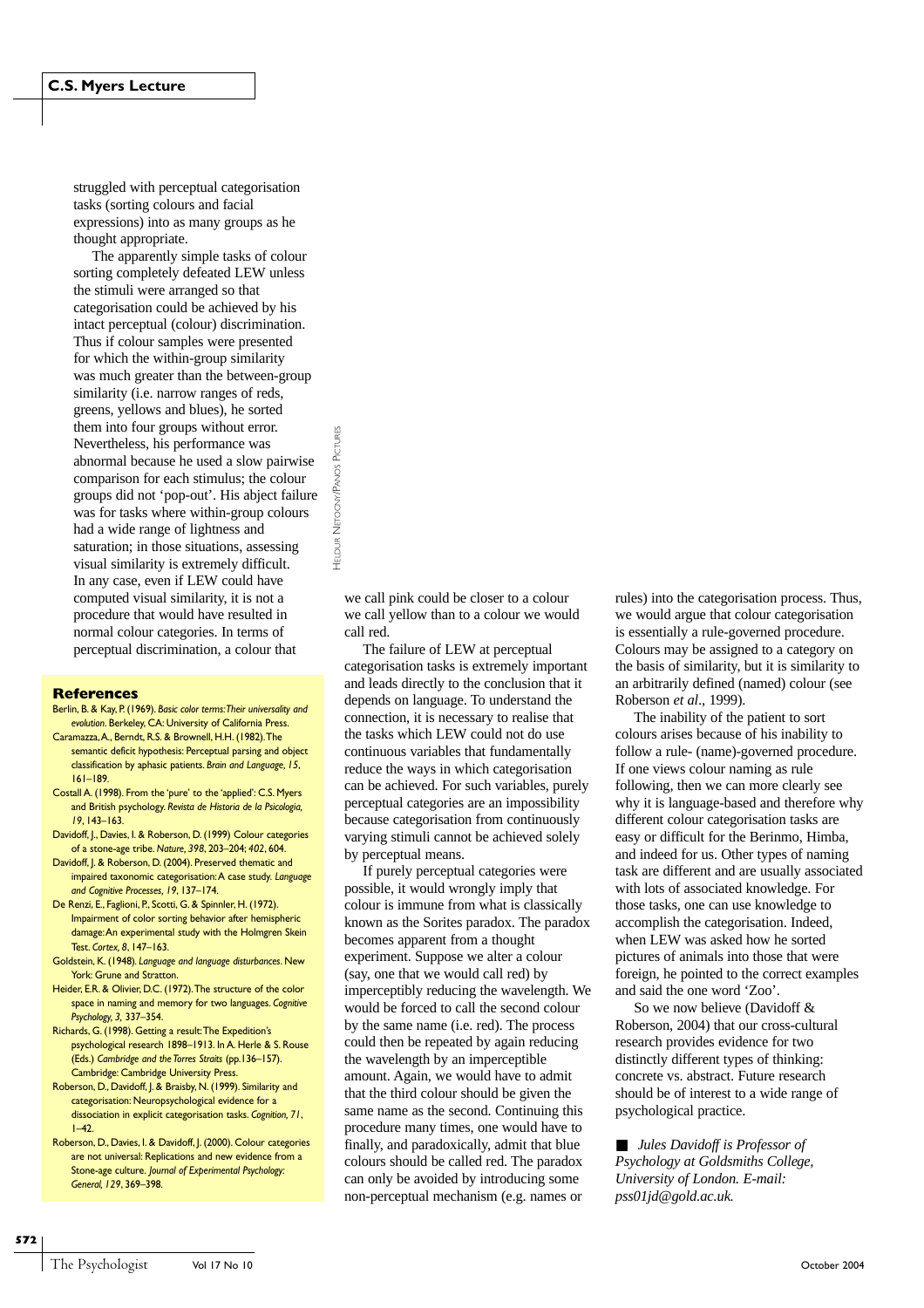struggled with perceptual categorisation tasks (sorting colours and facial expressions) into as many groups as he thought appropriate.

The apparently simple tasks of colour sorting completely defeated LEW unless the stimuli were arranged so that categorisation could be achieved by his intact perceptual (colour) discrimination. Thus if colour samples were presented for which the within-group similarity was much greater than the between-group similarity (i.e. narrow ranges of reds, greens, yellows and blues), he sorted them into four groups without error. Nevertheless, his performance was abnormal because he used a slow pairwise comparison for each stimulus; the colour groups did not 'pop-out'. His abject failure was for tasks where within-group colours had a wide range of lightness and saturation; in those situations, assessing visual similarity is extremely difficult. In any case, even if LEW could have computed visual similarity, it is not a procedure that would have resulted in normal colour categories. In terms of perceptual discrimination, a colour that we call pink could be closer to a colour we call yellow than to a colour we would call red.

The failure of LEW at perceptual categorisation tasks is extremely important and leads directly to the conclusion that it depends on language. To understand the connection, it is necessary to realise that the tasks which LEW could not do use continuous variables that fundamentally reduce the ways in which categorisation can be achieved. For such variables, purely perceptual categories are an impossibility because categorisation from continuously varying stimuli cannot be achieved solely by perceptual means.

If purely perceptual categories were possible, it would wrongly imply that colour is immune from what is classically known as the Sorites paradox. The paradox becomes apparent from a thought experiment. Suppose we alter a colour (say, one that we would call red) by imperceptibly reducing the wavelength. We would be forced to call the second colour by the same name (i.e. red). The process could then be repeated by again reducing the wavelength by an imperceptible amount. Again, we would have to admit that the third colour should be given the same name as the second. Continuing this procedure many times, one would have to finally, and paradoxically, admit that blue colours should be called red. The paradox can only be avoided by introducing some non-perceptual mechanism (e.g. names or rules) into the categorisation process. Thus, we would argue that colour categorisation is essentially a rule-governed procedure. Colours may be assigned to a category on the basis of similarity, but it is similarity to an arbitrarily defined (named) colour (see Roberson *et al*., 1999).

The inability of the patient to sort colours arises because of his inability to follow a rule- (name)-governed procedure. If one views colour naming as rule following, then we can more clearly see why it is language-based and therefore why different colour categorisation tasks are easy or difficult for the Berinmo, Himba, and indeed for us. Other types of naming task are different and are usually associated with lots of associated knowledge. For those tasks, one can use knowledge to accomplish the categorisation. Indeed, when LEW was asked how he sorted pictures of animals into those that were foreign, he pointed to the correct examples and said the one word 'Zoo'.

So we now believe (Davidoff & Roberson, 2004) that our cross-cultural research provides evidence for two distinctly different types of thinking: concrete vs. abstract. Future research should be of interest to a wide range of psychological practice.

■ *Jules Davidoff is Professor of Psychology at Goldsmiths College, University of London. E-mail: pss01jd@gold.ac.uk.*

## References

Berlin, B. & Kay, P. (1969). *Basic color terms: Their universality and evolution*. Berkeley, CA: University of California Press.

Caramazza, A., Berndt, R.S. & Brownell, H.H. (1982). The semantic deficit hypothesis: Perceptual parsing and object classification by aphasic patients. *Brain and Language, 15*, 161–189.

Costall A. (1998). From the 'pure' to the 'applied': C.S. Myers and British psychology. *Revista de Historia de la Psicologia, 19*, 143–163.

Davidoff, J., Davies, I. & Roberson, D. (1999) Colour categories of a stone-age tribe. *Nature, 398*, 203–204; *402*, 604.

Davidoff, J. & Roberson, D. (2004). Preserved thematic and impaired taxonomic categorisation: A case study. *Language and Cognitive Processes, 19*, 137–174.

De Renzi, E., Faglioni, P., Scotti, G. & Spinnler, H. (1972). Impairment of color sorting behavior after hemispheric damage: An experimental study with the Holmgren Skein Test. *Cortex, 8*, 147–163.

Goldstein, K. (1948). *Language and language disturbances*. New York: Grune and Stratton.

Heider, E.R. & Olivier, D.C. (1972). The structure of the color space in naming and memory for two languages. *Cognitive Psychology, 3,* 337–354.

Richards, G. (1998). Getting a result: The Expedition's psychological research 1898–1913. In A. Herle & S. Rouse (Eds.) *Cambridge and the Torres Straits* (pp.136–157). Cambridge: Cambridge University Press.

Roberson, D., Davidoff, J. & Braisby, N. (1999). Similarity and categorisation: Neuropsychological evidence for a dissociation in explicit categorisation tasks. *Cognition, 71*, 1–42.

Roberson, D., Davies, I. & Davidoff, J. (2000). Colour categories are not universal: Replications and new evidence from a Stone-age culture. *Journal of Experimental Psychology: General, 129*, 369–398.